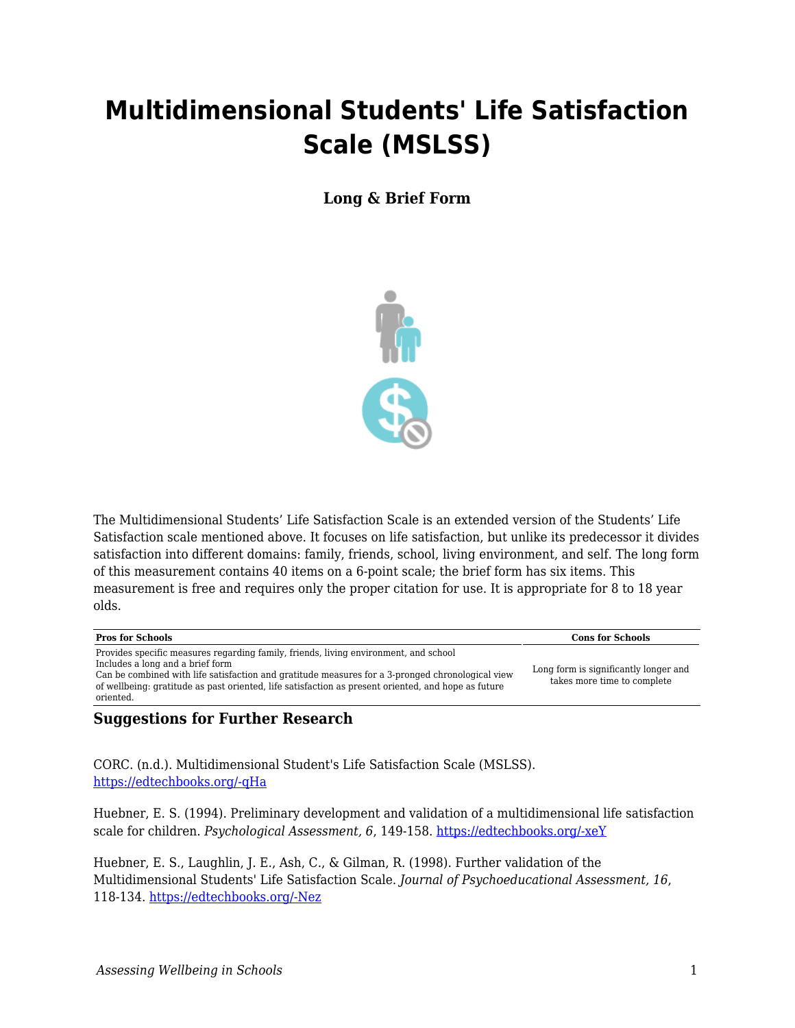# Multidimensional Students' Life Satisfaction Scale (MSLSS)

**Long & Brief Form**

The Multidimensional Students' Life Satisfaction Scale is an extended version of the Students' Life Satisfaction scale mentioned above. It focuses on life satisfaction, but unlike its predecessor it divides satisfaction into different domains: family, friends, school, living environment, and self. The long form of this measurement contains 40 items on a 6-point scale; the brief form has six items. This measurement is free and requires only the proper citation for use. It is appropriate for 8 to 18 year olds.

| Pros for Schools | Cons for Schools |
| --- | --- |
| Provides specific measures regarding family, friends, living environment, and school<br>Includes a long and a brief form<br>Can be combined with life satisfaction and gratitude measures for a 3-pronged chronological view of wellbeing: gratitude as past oriented, life satisfaction as present oriented, and hope as future oriented. | Long form is significantly longer and takes more time to complete |

## Suggestions for Further Research

CORC. (n.d.). Multidimensional Student's Life Satisfaction Scale (MSLSS). https://edtechbooks.org/-qHa

Huebner, E. S. (1994). Preliminary development and validation of a multidimensional life satisfaction scale for children. *Psychological Assessment, 6*, 149-158. https://edtechbooks.org/-xeY

Huebner, E. S., Laughlin, J. E., Ash, C., & Gilman, R. (1998). Further validation of the Multidimensional Students' Life Satisfaction Scale. *Journal of Psychoeducational Assessment, 16*, 118-134. https://edtechbooks.org/-Nez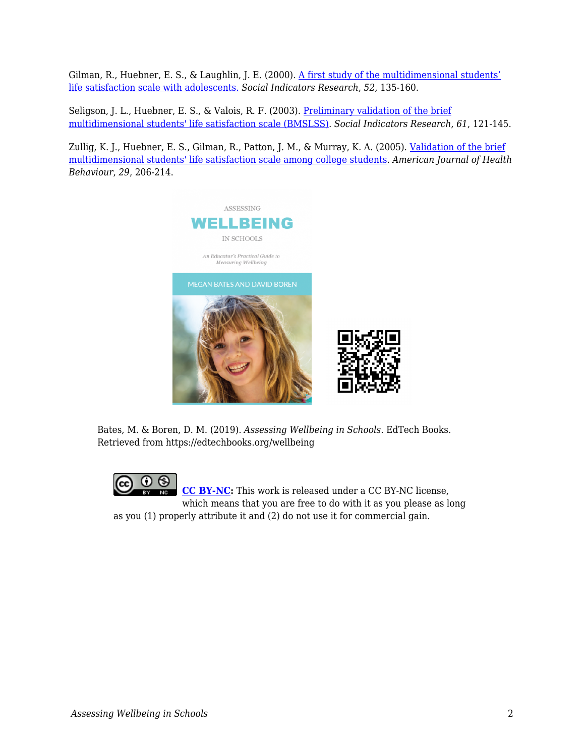Gilman, R., Huebner, E. S., & Laughlin, J. E. (2000). [A first study of the multidimensional students' life satisfaction scale with adolescents.](#) *Social Indicators Research*, *52*, 135-160.

Seligson, J. L., Huebner, E. S., & Valois, R. F. (2003). [Preliminary validation of the brief multidimensional students' life satisfaction scale (BMSLSS)](#). *Social Indicators Research*, *61*, 121-145.

Zullig, K. J., Huebner, E. S., Gilman, R., Patton, J. M., & Murray, K. A. (2005). [Validation of the brief multidimensional students' life satisfaction scale among college students](#). *American Journal of Health Behaviour*, *29*, 206-214.

Bates, M. & Boren, D. M. (2019). *Assessing Wellbeing in Schools*. EdTech Books. Retrieved from https://edtechbooks.org/wellbeing

**[CC BY-NC](#):** This work is released under a CC BY-NC license, which means that you are free to do with it as you please as long as you (1) properly attribute it and (2) do not use it for commercial gain.